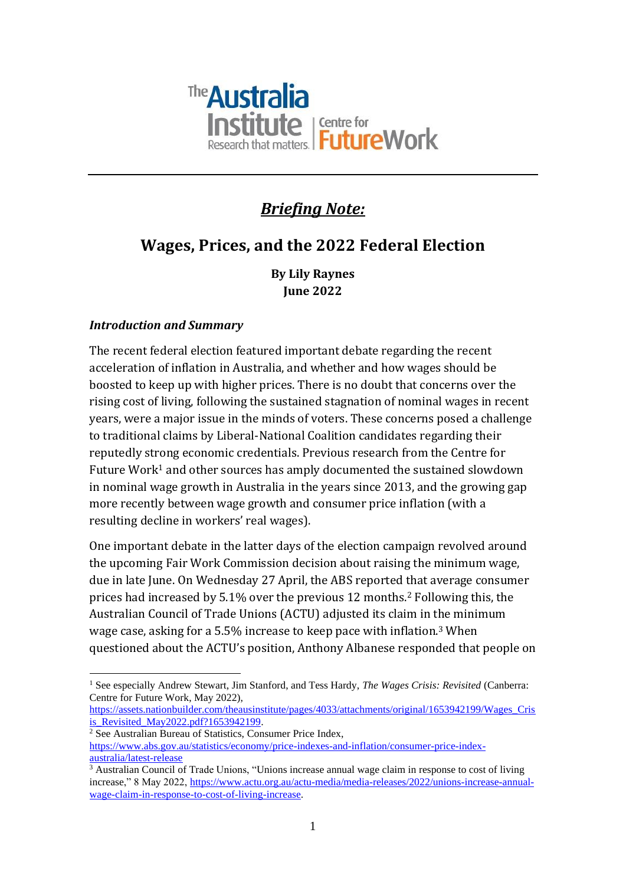The Australia Institute – Research that matters. | Centre for Future Work

## *Briefing Note:*

# Wages, Prices, and the 2022 Federal Election

**By Lily Raynes**
**June 2022**

### *Introduction and Summary*

The recent federal election featured important debate regarding the recent acceleration of inflation in Australia, and whether and how wages should be boosted to keep up with higher prices. There is no doubt that concerns over the rising cost of living, following the sustained stagnation of nominal wages in recent years, were a major issue in the minds of voters. These concerns posed a challenge to traditional claims by Liberal-National Coalition candidates regarding their reputedly strong economic credentials. Previous research from the Centre for Future Work[1] and other sources has amply documented the sustained slowdown in nominal wage growth in Australia in the years since 2013, and the growing gap more recently between wage growth and consumer price inflation (with a resulting decline in workers' real wages).

One important debate in the latter days of the election campaign revolved around the upcoming Fair Work Commission decision about raising the minimum wage, due in late June. On Wednesday 27 April, the ABS reported that average consumer prices had increased by 5.1% over the previous 12 months.[2] Following this, the Australian Council of Trade Unions (ACTU) adjusted its claim in the minimum wage case, asking for a 5.5% increase to keep pace with inflation.[3] When questioned about the ACTU's position, Anthony Albanese responded that people on

---

[1] See especially Andrew Stewart, Jim Stanford, and Tess Hardy, *The Wages Crisis: Revisited* (Canberra: Centre for Future Work, May 2022), https://assets.nationbuilder.com/theausinstitute/pages/4033/attachments/original/1653942199/Wages_Crisis_Revisited_May2022.pdf?1653942199.

[2] See Australian Bureau of Statistics, Consumer Price Index, https://www.abs.gov.au/statistics/economy/price-indexes-and-inflation/consumer-price-index-australia/latest-release

[3] Australian Council of Trade Unions, "Unions increase annual wage claim in response to cost of living increase," 8 May 2022, https://www.actu.org.au/actu-media/media-releases/2022/unions-increase-annual-wage-claim-in-response-to-cost-of-living-increase.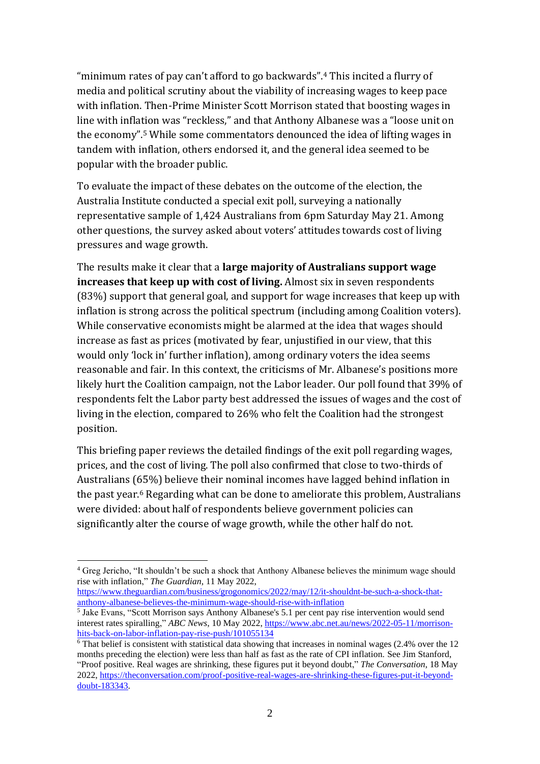"minimum rates of pay can't afford to go backwards".[4] This incited a flurry of media and political scrutiny about the viability of increasing wages to keep pace with inflation. Then-Prime Minister Scott Morrison stated that boosting wages in line with inflation was "reckless," and that Anthony Albanese was a "loose unit on the economy".[5] While some commentators denounced the idea of lifting wages in tandem with inflation, others endorsed it, and the general idea seemed to be popular with the broader public.

To evaluate the impact of these debates on the outcome of the election, the Australia Institute conducted a special exit poll, surveying a nationally representative sample of 1,424 Australians from 6pm Saturday May 21. Among other questions, the survey asked about voters' attitudes towards cost of living pressures and wage growth.

The results make it clear that a **large majority of Australians support wage increases that keep up with cost of living.** Almost six in seven respondents (83%) support that general goal, and support for wage increases that keep up with inflation is strong across the political spectrum (including among Coalition voters). While conservative economists might be alarmed at the idea that wages should increase as fast as prices (motivated by fear, unjustified in our view, that this would only 'lock in' further inflation), among ordinary voters the idea seems reasonable and fair. In this context, the criticisms of Mr. Albanese's positions more likely hurt the Coalition campaign, not the Labor leader. Our poll found that 39% of respondents felt the Labor party best addressed the issues of wages and the cost of living in the election, compared to 26% who felt the Coalition had the strongest position.

This briefing paper reviews the detailed findings of the exit poll regarding wages, prices, and the cost of living. The poll also confirmed that close to two-thirds of Australians (65%) believe their nominal incomes have lagged behind inflation in the past year.[6] Regarding what can be done to ameliorate this problem, Australians were divided: about half of respondents believe government policies can significantly alter the course of wage growth, while the other half do not.

---

[4] Greg Jericho, "It shouldn't be such a shock that Anthony Albanese believes the minimum wage should rise with inflation," *The Guardian*, 11 May 2022, https://www.theguardian.com/business/grogonomics/2022/may/12/it-shouldnt-be-such-a-shock-that-anthony-albanese-believes-the-minimum-wage-should-rise-with-inflation

[5] Jake Evans, "Scott Morrison says Anthony Albanese's 5.1 per cent pay rise intervention would send interest rates spiralling," *ABC News*, 10 May 2022, https://www.abc.net.au/news/2022-05-11/morrison-hits-back-on-labor-inflation-pay-rise-push/101055134

[6] That belief is consistent with statistical data showing that increases in nominal wages (2.4% over the 12 months preceding the election) were less than half as fast as the rate of CPI inflation. See Jim Stanford, "Proof positive. Real wages are shrinking, these figures put it beyond doubt," *The Conversation*, 18 May 2022, https://theconversation.com/proof-positive-real-wages-are-shrinking-these-figures-put-it-beyond-doubt-183343.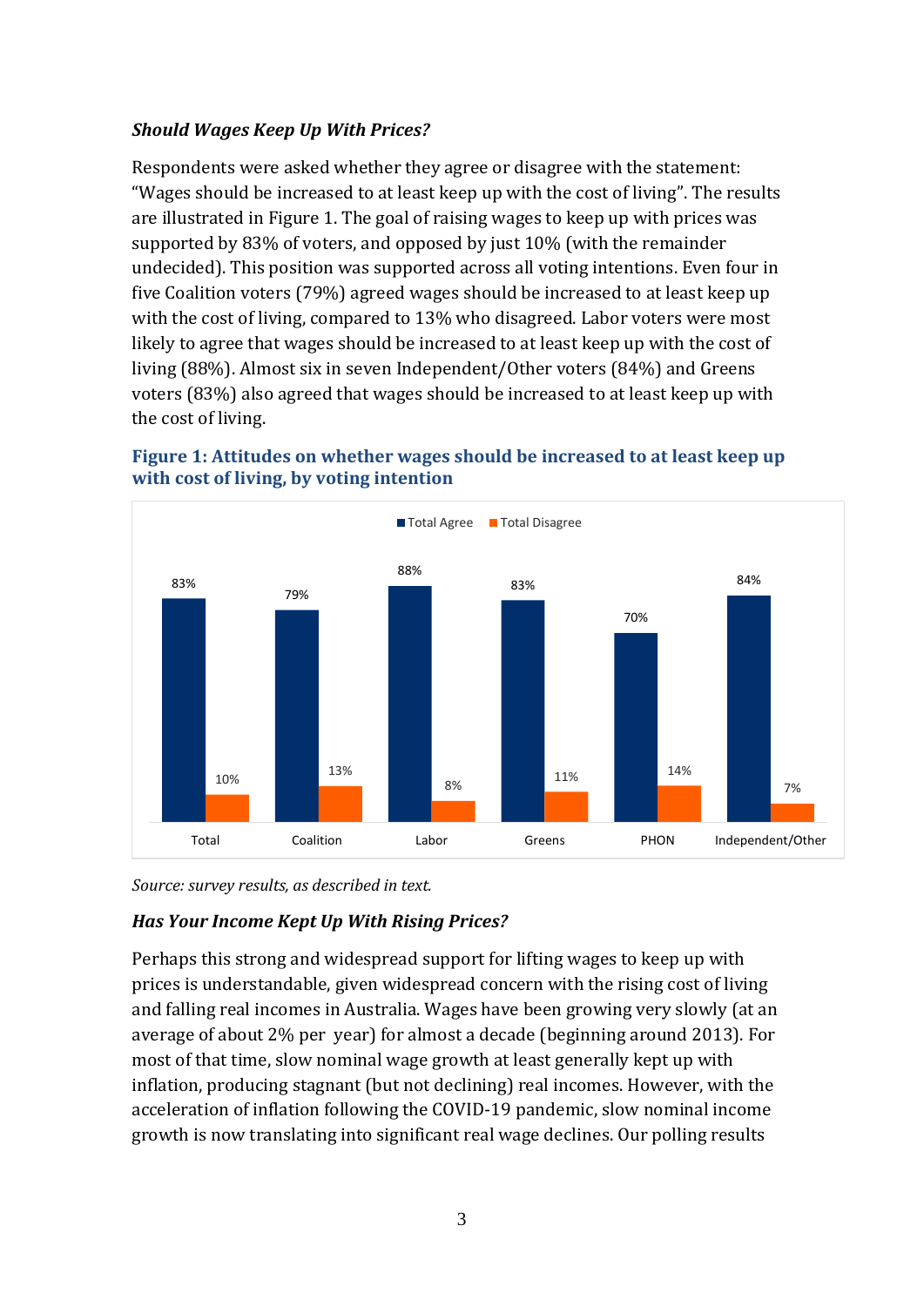### *Should Wages Keep Up With Prices?*

Respondents were asked whether they agree or disagree with the statement: "Wages should be increased to at least keep up with the cost of living". The results are illustrated in Figure 1. The goal of raising wages to keep up with prices was supported by 83% of voters, and opposed by just 10% (with the remainder undecided). This position was supported across all voting intentions. Even four in five Coalition voters (79%) agreed wages should be increased to at least keep up with the cost of living, compared to 13% who disagreed. Labor voters were most likely to agree that wages should be increased to at least keep up with the cost of living (88%). Almost six in seven Independent/Other voters (84%) and Greens voters (83%) also agreed that wages should be increased to at least keep up with the cost of living.

**Figure 1: Attitudes on whether wages should be increased to at least keep up with cost of living, by voting intention**

| | Total Agree | Total Disagree |
|---|---|---|
| Total | 83% | 10% |
| Coalition | 79% | 13% |
| Labor | 88% | 8% |
| Greens | 83% | 11% |
| PHON | 70% | 14% |
| Independent/Other | 84% | 7% |

*Source: survey results, as described in text.*

### *Has Your Income Kept Up With Rising Prices?*

Perhaps this strong and widespread support for lifting wages to keep up with prices is understandable, given widespread concern with the rising cost of living and falling real incomes in Australia. Wages have been growing very slowly (at an average of about 2% per year) for almost a decade (beginning around 2013). For most of that time, slow nominal wage growth at least generally kept up with inflation, producing stagnant (but not declining) real incomes. However, with the acceleration of inflation following the COVID-19 pandemic, slow nominal income growth is now translating into significant real wage declines. Our polling results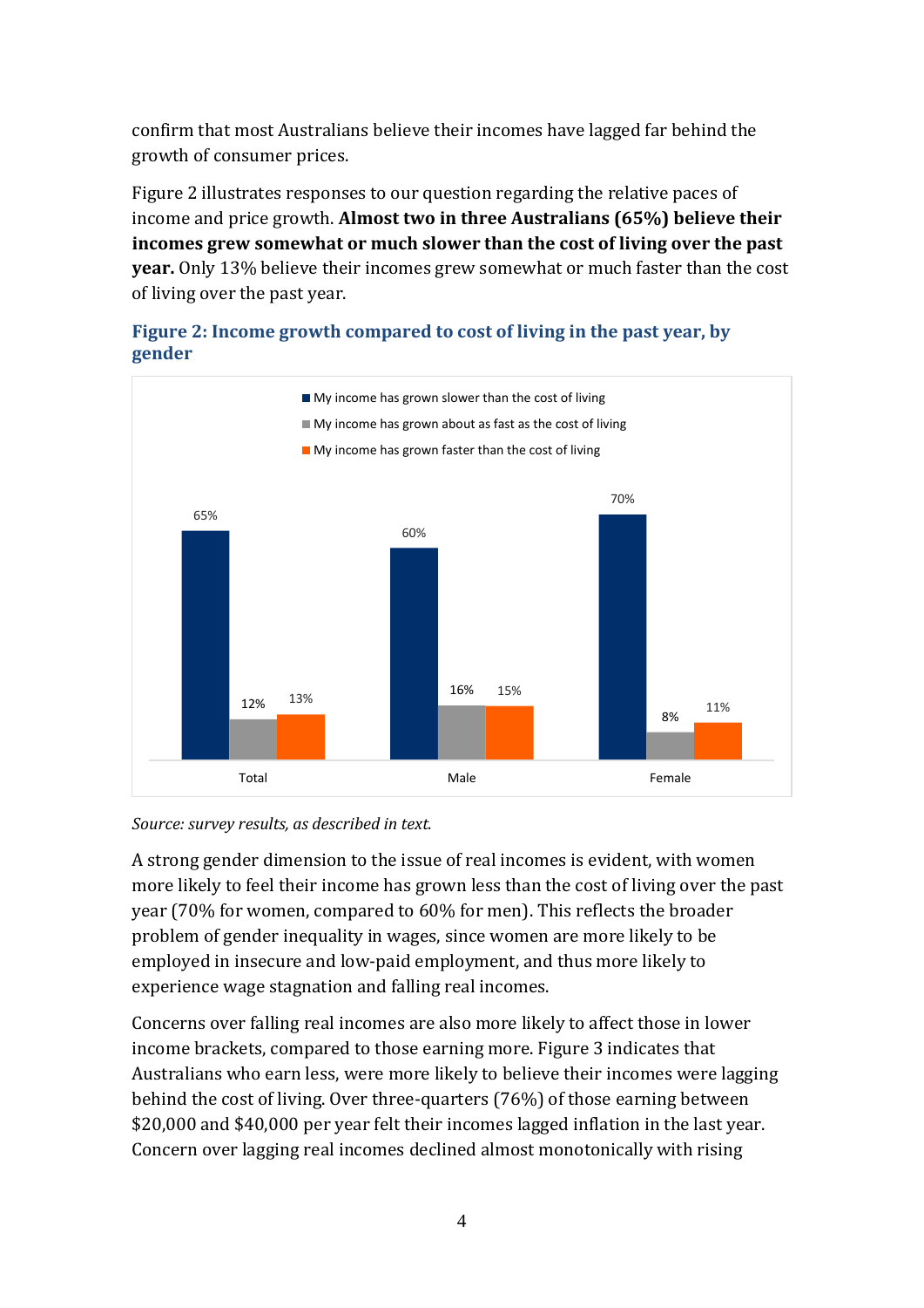confirm that most Australians believe their incomes have lagged far behind the growth of consumer prices.

Figure 2 illustrates responses to our question regarding the relative paces of income and price growth. **Almost two in three Australians (65%) believe their incomes grew somewhat or much slower than the cost of living over the past year.** Only 13% believe their incomes grew somewhat or much faster than the cost of living over the past year.

### Figure 2: Income growth compared to cost of living in the past year, by gender

| | Total | Male | Female |
|---|---|---|---|
| My income has grown slower than the cost of living | 65% | 60% | 70% |
| My income has grown about as fast as the cost of living | 12% | 16% | 8% |
| My income has grown faster than the cost of living | 13% | 15% | 11% |

*Source: survey results, as described in text.*

A strong gender dimension to the issue of real incomes is evident, with women more likely to feel their income has grown less than the cost of living over the past year (70% for women, compared to 60% for men). This reflects the broader problem of gender inequality in wages, since women are more likely to be employed in insecure and low-paid employment, and thus more likely to experience wage stagnation and falling real incomes.

Concerns over falling real incomes are also more likely to affect those in lower income brackets, compared to those earning more. Figure 3 indicates that Australians who earn less, were more likely to believe their incomes were lagging behind the cost of living. Over three-quarters (76%) of those earning between $20,000 and $40,000 per year felt their incomes lagged inflation in the last year. Concern over lagging real incomes declined almost monotonically with rising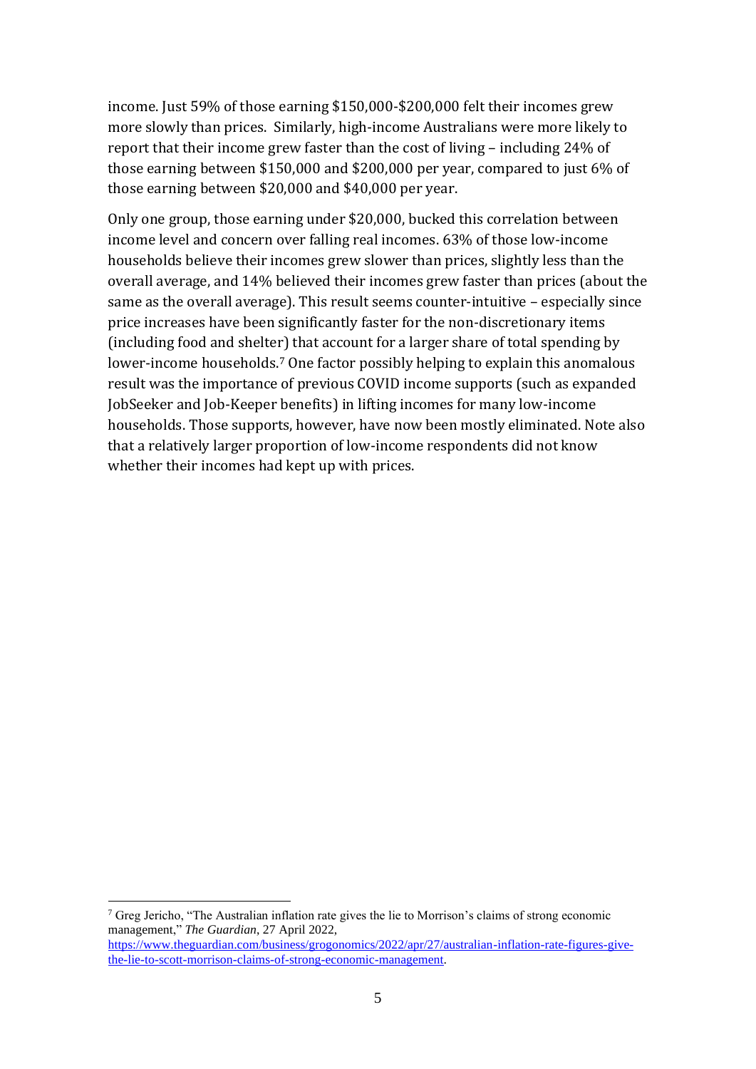income. Just 59% of those earning $150,000-$200,000 felt their incomes grew more slowly than prices. Similarly, high-income Australians were more likely to report that their income grew faster than the cost of living – including 24% of those earning between $150,000 and $200,000 per year, compared to just 6% of those earning between $20,000 and $40,000 per year.

Only one group, those earning under $20,000, bucked this correlation between income level and concern over falling real incomes. 63% of those low-income households believe their incomes grew slower than prices, slightly less than the overall average, and 14% believed their incomes grew faster than prices (about the same as the overall average). This result seems counter-intuitive – especially since price increases have been significantly faster for the non-discretionary items (including food and shelter) that account for a larger share of total spending by lower-income households.[7] One factor possibly helping to explain this anomalous result was the importance of previous COVID income supports (such as expanded JobSeeker and Job-Keeper benefits) in lifting incomes for many low-income households. Those supports, however, have now been mostly eliminated. Note also that a relatively larger proportion of low-income respondents did not know whether their incomes had kept up with prices.

---

[7] Greg Jericho, "The Australian inflation rate gives the lie to Morrison's claims of strong economic management," *The Guardian*, 27 April 2022, https://www.theguardian.com/business/grogonomics/2022/apr/27/australian-inflation-rate-figures-give-the-lie-to-scott-morrison-claims-of-strong-economic-management.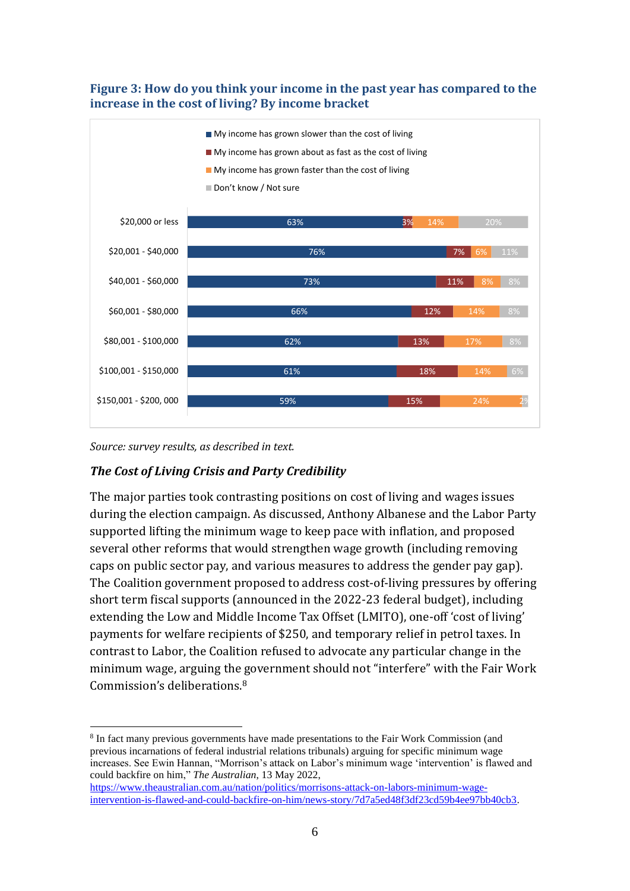### Figure 3: How do you think your income in the past year has compared to the increase in the cost of living? By income bracket

| Income bracket | My income has grown slower than the cost of living | My income has grown about as fast as the cost of living | My income has grown faster than the cost of living | Don't know / Not sure |
|---|---|---|---|---|
| $20,000 or less | 63% | 3% | 14% | 20% |
| $20,001 - $40,000 | 76% | 7% | 6% | 11% |
| $40,001 - $60,000 | 73% | 11% | 8% | 8% |
| $60,001 - $80,000 | 66% | 12% | 14% | 8% |
| $80,001 - $100,000 | 62% | 13% | 17% | 8% |
| $100,001 - $150,000 | 61% | 18% | 14% | 6% |
| $150,001 - $200, 000 | 59% | 15% | 24% | 2% |

*Source: survey results, as described in text.*

#### ***The Cost of Living Crisis and Party Credibility***

The major parties took contrasting positions on cost of living and wages issues during the election campaign. As discussed, Anthony Albanese and the Labor Party supported lifting the minimum wage to keep pace with inflation, and proposed several other reforms that would strengthen wage growth (including removing caps on public sector pay, and various measures to address the gender pay gap). The Coalition government proposed to address cost-of-living pressures by offering short term fiscal supports (announced in the 2022-23 federal budget), including extending the Low and Middle Income Tax Offset (LMITO), one-off 'cost of living' payments for welfare recipients of $250, and temporary relief in petrol taxes. In contrast to Labor, the Coalition refused to advocate any particular change in the minimum wage, arguing the government should not "interfere" with the Fair Work Commission's deliberations.[8]

---

[8] In fact many previous governments have made presentations to the Fair Work Commission (and previous incarnations of federal industrial relations tribunals) arguing for specific minimum wage increases. See Ewin Hannan, "Morrison's attack on Labor's minimum wage 'intervention' is flawed and could backfire on him," *The Australian*, 13 May 2022, https://www.theaustralian.com.au/nation/politics/morrisons-attack-on-labors-minimum-wage-intervention-is-flawed-and-could-backfire-on-him/news-story/7d7a5ed48f3df23cd59b4ee97bb40cb3.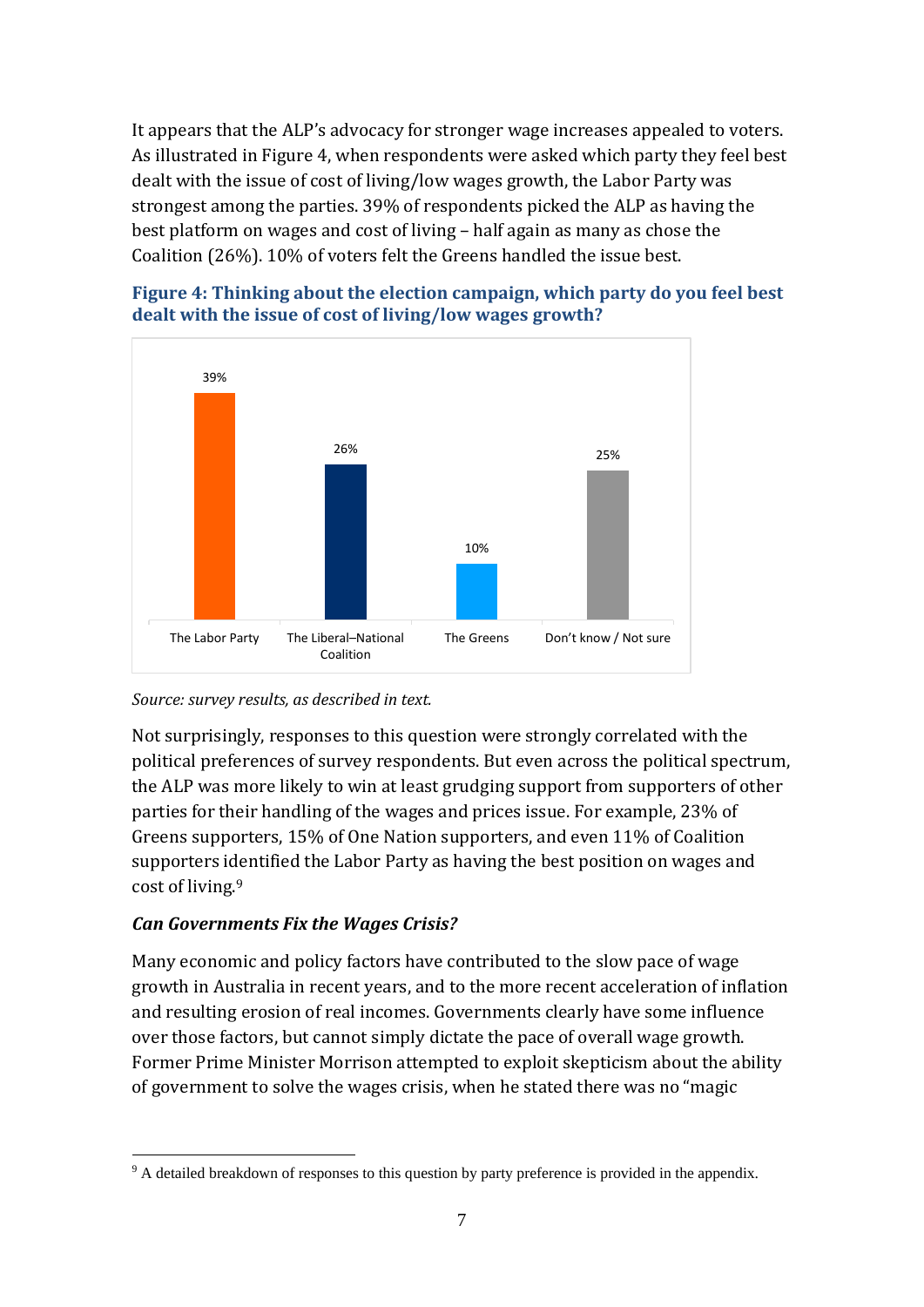It appears that the ALP's advocacy for stronger wage increases appealed to voters. As illustrated in Figure 4, when respondents were asked which party they feel best dealt with the issue of cost of living/low wages growth, the Labor Party was strongest among the parties. 39% of respondents picked the ALP as having the best platform on wages and cost of living – half again as many as chose the Coalition (26%). 10% of voters felt the Greens handled the issue best.

**Figure 4: Thinking about the election campaign, which party do you feel best dealt with the issue of cost of living/low wages growth?**

| The Labor Party | The Liberal–National Coalition | The Greens | Don't know / Not sure |
|---|---|---|---|
| 39% | 26% | 10% | 25% |

*Source: survey results, as described in text.*

Not surprisingly, responses to this question were strongly correlated with the political preferences of survey respondents. But even across the political spectrum, the ALP was more likely to win at least grudging support from supporters of other parties for their handling of the wages and prices issue. For example, 23% of Greens supporters, 15% of One Nation supporters, and even 11% of Coalition supporters identified the Labor Party as having the best position on wages and cost of living.[9]

### *Can Governments Fix the Wages Crisis?*

Many economic and policy factors have contributed to the slow pace of wage growth in Australia in recent years, and to the more recent acceleration of inflation and resulting erosion of real incomes. Governments clearly have some influence over those factors, but cannot simply dictate the pace of overall wage growth. Former Prime Minister Morrison attempted to exploit skepticism about the ability of government to solve the wages crisis, when he stated there was no "magic

[9] A detailed breakdown of responses to this question by party preference is provided in the appendix.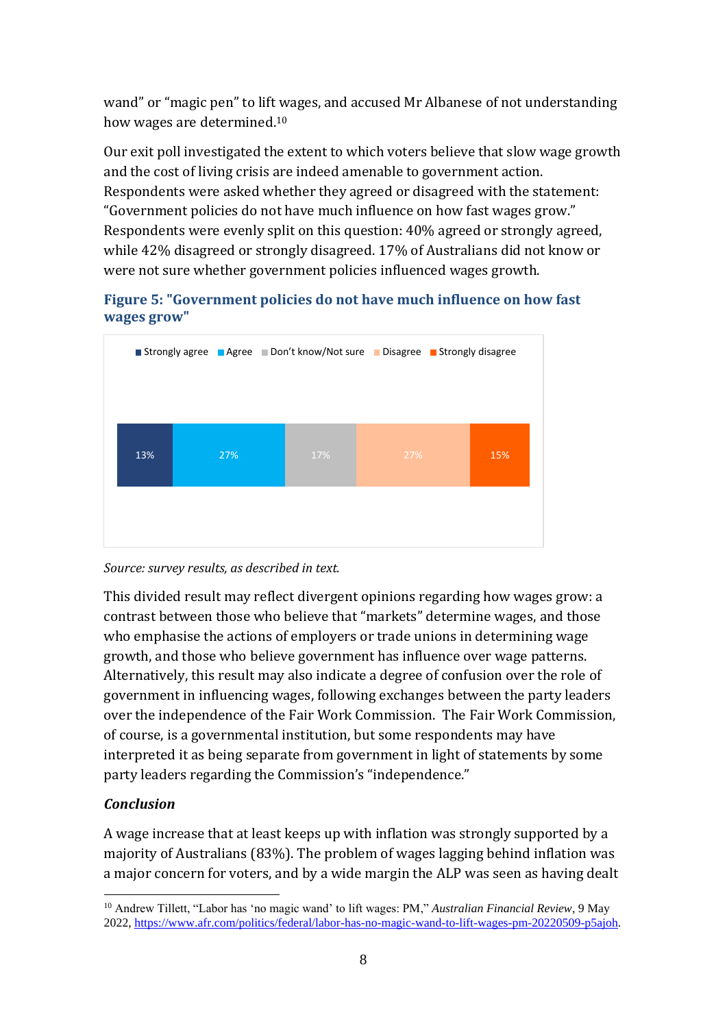wand" or "magic pen" to lift wages, and accused Mr Albanese of not understanding how wages are determined.[10]

Our exit poll investigated the extent to which voters believe that slow wage growth and the cost of living crisis are indeed amenable to government action. Respondents were asked whether they agreed or disagreed with the statement: "Government policies do not have much influence on how fast wages grow." Respondents were evenly split on this question: 40% agreed or strongly agreed, while 42% disagreed or strongly disagreed. 17% of Australians did not know or were not sure whether government policies influenced wages growth.

**Figure 5: "Government policies do not have much influence on how fast wages grow"**

| Strongly agree | Agree | Don't know/Not sure | Disagree | Strongly disagree |
|---|---|---|---|---|
| 13% | 27% | 17% | 27% | 15% |

*Source: survey results, as described in text.*

This divided result may reflect divergent opinions regarding how wages grow: a contrast between those who believe that "markets" determine wages, and those who emphasise the actions of employers or trade unions in determining wage growth, and those who believe government has influence over wage patterns. Alternatively, this result may also indicate a degree of confusion over the role of government in influencing wages, following exchanges between the party leaders over the independence of the Fair Work Commission. The Fair Work Commission, of course, is a governmental institution, but some respondents may have interpreted it as being separate from government in light of statements by some party leaders regarding the Commission's "independence."

### *Conclusion*

A wage increase that at least keeps up with inflation was strongly supported by a majority of Australians (83%). The problem of wages lagging behind inflation was a major concern for voters, and by a wide margin the ALP was seen as having dealt

[10] Andrew Tillett, "Labor has 'no magic wand' to lift wages: PM," *Australian Financial Review*, 9 May 2022, https://www.afr.com/politics/federal/labor-has-no-magic-wand-to-lift-wages-pm-20220509-p5ajoh.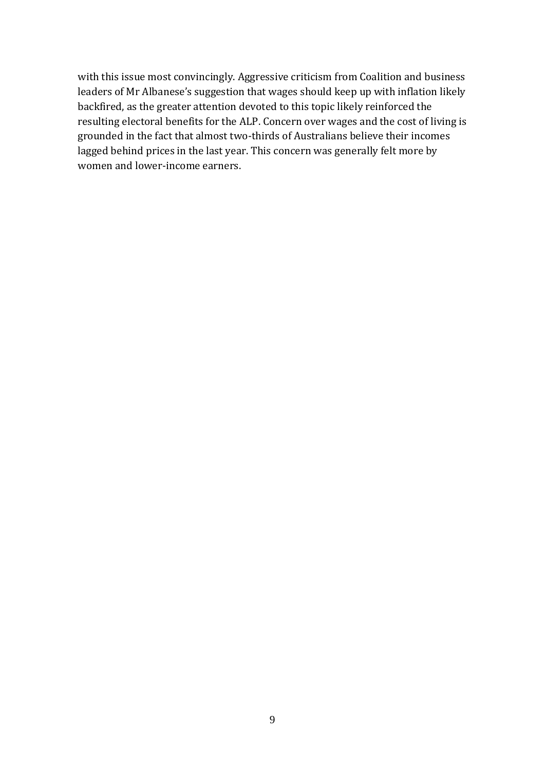with this issue most convincingly. Aggressive criticism from Coalition and business leaders of Mr Albanese's suggestion that wages should keep up with inflation likely backfired, as the greater attention devoted to this topic likely reinforced the resulting electoral benefits for the ALP. Concern over wages and the cost of living is grounded in the fact that almost two-thirds of Australians believe their incomes lagged behind prices in the last year. This concern was generally felt more by women and lower-income earners.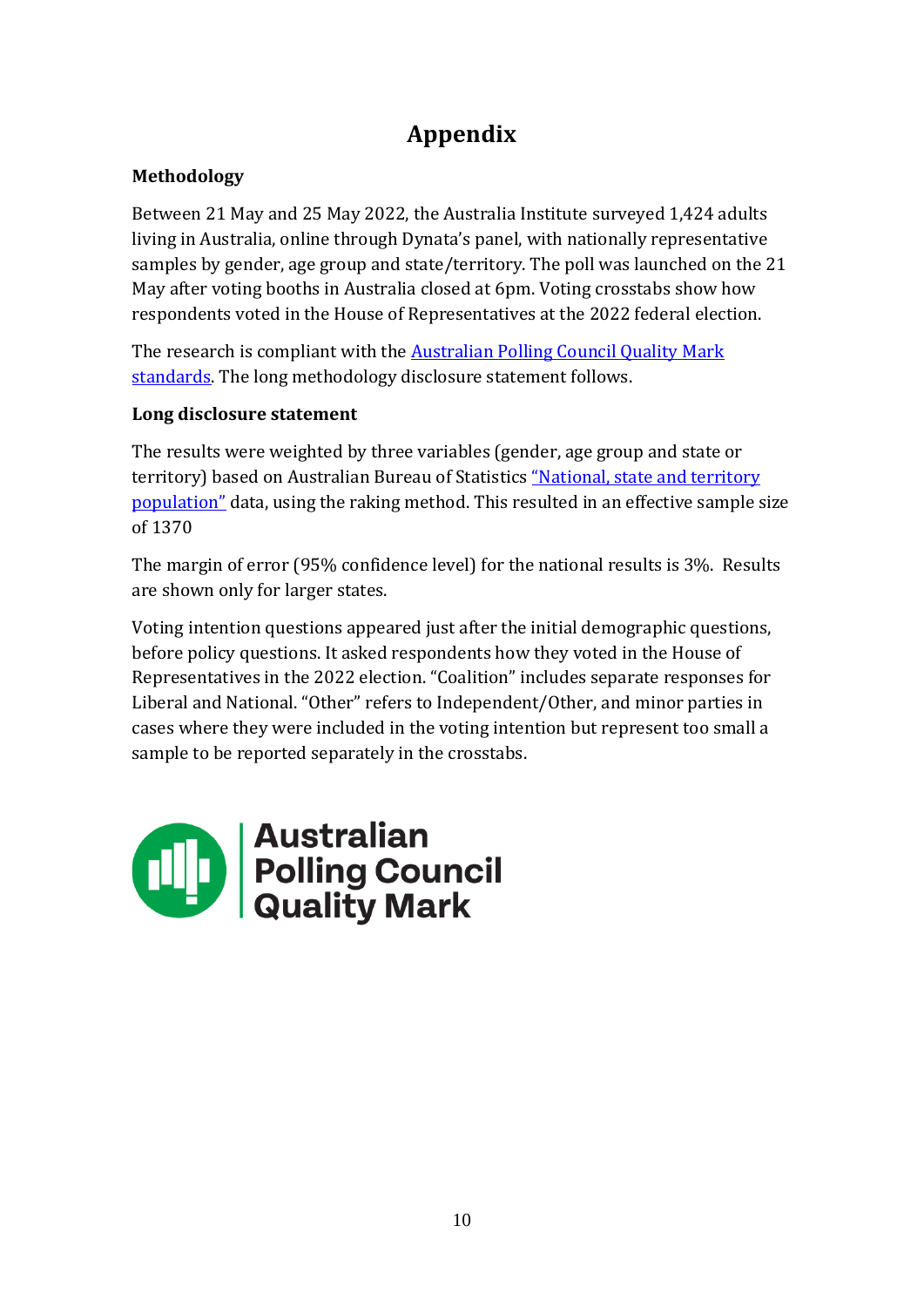# Appendix

### Methodology

Between 21 May and 25 May 2022, the Australia Institute surveyed 1,424 adults living in Australia, online through Dynata's panel, with nationally representative samples by gender, age group and state/territory. The poll was launched on the 21 May after voting booths in Australia closed at 6pm. Voting crosstabs show how respondents voted in the House of Representatives at the 2022 federal election.

The research is compliant with the Australian Polling Council Quality Mark standards. The long methodology disclosure statement follows.

### Long disclosure statement

The results were weighted by three variables (gender, age group and state or territory) based on Australian Bureau of Statistics "National, state and territory population" data, using the raking method. This resulted in an effective sample size of 1370

The margin of error (95% confidence level) for the national results is 3%. Results are shown only for larger states.

Voting intention questions appeared just after the initial demographic questions, before policy questions. It asked respondents how they voted in the House of Representatives in the 2022 election. "Coalition" includes separate responses for Liberal and National. "Other" refers to Independent/Other, and minor parties in cases where they were included in the voting intention but represent too small a sample to be reported separately in the crosstabs.

Australian Polling Council Quality Mark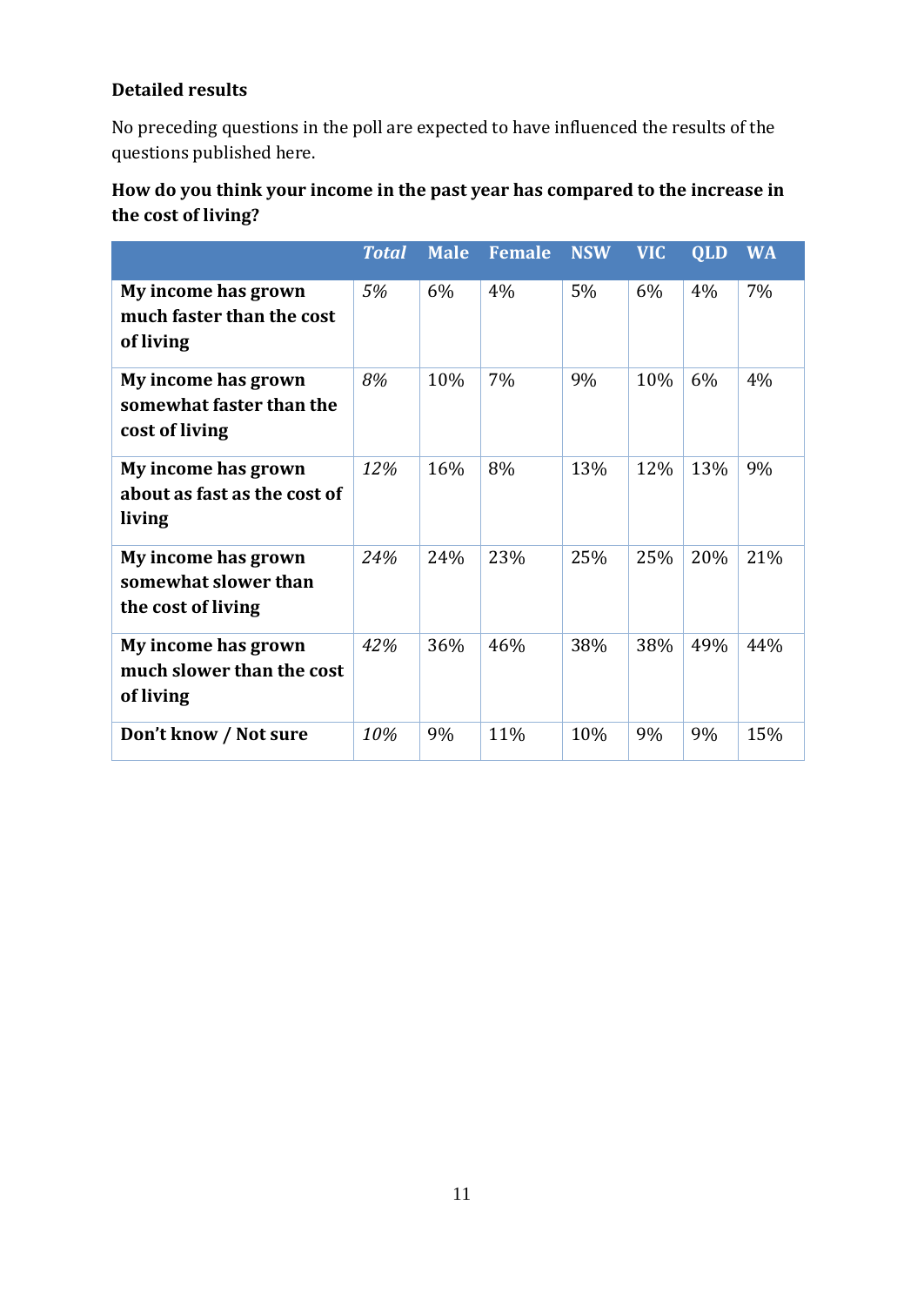**Detailed results**

No preceding questions in the poll are expected to have influenced the results of the questions published here.

**How do you think your income in the past year has compared to the increase in the cost of living?**

| | *Total* | Male | Female | NSW | VIC | QLD | WA |
|---|---|---|---|---|---|---|---|
| **My income has grown much faster than the cost of living** | *5%* | 6% | 4% | 5% | 6% | 4% | 7% |
| **My income has grown somewhat faster than the cost of living** | *8%* | 10% | 7% | 9% | 10% | 6% | 4% |
| **My income has grown about as fast as the cost of living** | *12%* | 16% | 8% | 13% | 12% | 13% | 9% |
| **My income has grown somewhat slower than the cost of living** | *24%* | 24% | 23% | 25% | 25% | 20% | 21% |
| **My income has grown much slower than the cost of living** | *42%* | 36% | 46% | 38% | 38% | 49% | 44% |
| **Don't know / Not sure** | *10%* | 9% | 11% | 10% | 9% | 9% | 15% |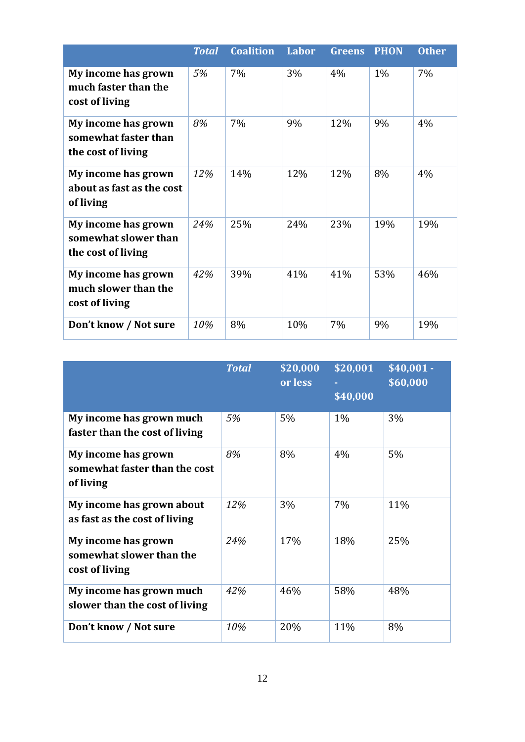| | *Total* | Coalition | Labor | Greens | PHON | Other |
|---|---|---|---|---|---|---|
| **My income has grown much faster than the cost of living** | *5%* | 7% | 3% | 4% | 1% | 7% |
| **My income has grown somewhat faster than the cost of living** | *8%* | 7% | 9% | 12% | 9% | 4% |
| **My income has grown about as fast as the cost of living** | *12%* | 14% | 12% | 12% | 8% | 4% |
| **My income has grown somewhat slower than the cost of living** | *24%* | 25% | 24% | 23% | 19% | 19% |
| **My income has grown much slower than the cost of living** | *42%* | 39% | 41% | 41% | 53% | 46% |
| **Don't know / Not sure** | *10%* | 8% | 10% | 7% | 9% | 19% |

| | *Total* | $20,000 or less | $20,001 - $40,000 | $40,001 - $60,000 |
|---|---|---|---|---|
| **My income has grown much faster than the cost of living** | *5%* | 5% | 1% | 3% |
| **My income has grown somewhat faster than the cost of living** | *8%* | 8% | 4% | 5% |
| **My income has grown about as fast as the cost of living** | *12%* | 3% | 7% | 11% |
| **My income has grown somewhat slower than the cost of living** | *24%* | 17% | 18% | 25% |
| **My income has grown much slower than the cost of living** | *42%* | 46% | 58% | 48% |
| **Don't know / Not sure** | *10%* | 20% | 11% | 8% |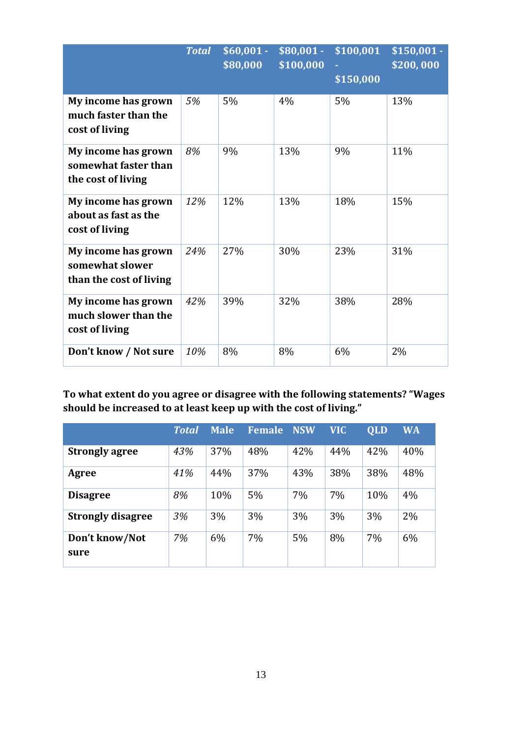| | *Total* | $60,001 - $80,000 | $80,001 - $100,000 | $100,001 - $150,000 | $150,001 - $200, 000 |
|---|---|---|---|---|---|
| **My income has grown much faster than the cost of living** | *5%* | 5% | 4% | 5% | 13% |
| **My income has grown somewhat faster than the cost of living** | *8%* | 9% | 13% | 9% | 11% |
| **My income has grown about as fast as the cost of living** | *12%* | 12% | 13% | 18% | 15% |
| **My income has grown somewhat slower than the cost of living** | *24%* | 27% | 30% | 23% | 31% |
| **My income has grown much slower than the cost of living** | *42%* | 39% | 32% | 38% | 28% |
| **Don't know / Not sure** | *10%* | 8% | 8% | 6% | 2% |

**To what extent do you agree or disagree with the following statements? "Wages should be increased to at least keep up with the cost of living."**

| | *Total* | Male | Female | NSW | VIC | QLD | WA |
|---|---|---|---|---|---|---|---|
| **Strongly agree** | *43%* | 37% | 48% | 42% | 44% | 42% | 40% |
| **Agree** | *41%* | 44% | 37% | 43% | 38% | 38% | 48% |
| **Disagree** | *8%* | 10% | 5% | 7% | 7% | 10% | 4% |
| **Strongly disagree** | *3%* | 3% | 3% | 3% | 3% | 3% | 2% |
| **Don't know/Not sure** | *7%* | 6% | 7% | 5% | 8% | 7% | 6% |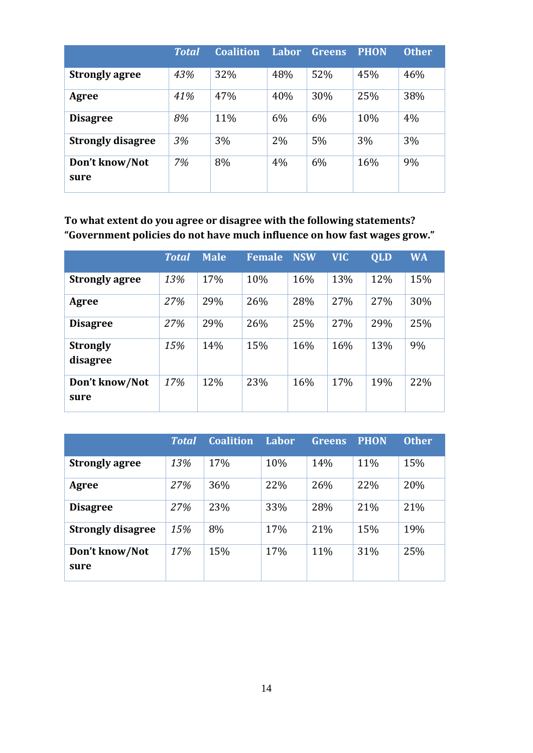| | *Total* | Coalition | Labor | Greens | PHON | Other |
|---|---|---|---|---|---|---|
| **Strongly agree** | *43%* | 32% | 48% | 52% | 45% | 46% |
| **Agree** | *41%* | 47% | 40% | 30% | 25% | 38% |
| **Disagree** | *8%* | 11% | 6% | 6% | 10% | 4% |
| **Strongly disagree** | *3%* | 3% | 2% | 5% | 3% | 3% |
| **Don't know/Not sure** | *7%* | 8% | 4% | 6% | 16% | 9% |

**To what extent do you agree or disagree with the following statements? "Government policies do not have much influence on how fast wages grow."**

| | *Total* | Male | Female | NSW | VIC | QLD | WA |
|---|---|---|---|---|---|---|---|
| **Strongly agree** | *13%* | 17% | 10% | 16% | 13% | 12% | 15% |
| **Agree** | *27%* | 29% | 26% | 28% | 27% | 27% | 30% |
| **Disagree** | *27%* | 29% | 26% | 25% | 27% | 29% | 25% |
| **Strongly disagree** | *15%* | 14% | 15% | 16% | 16% | 13% | 9% |
| **Don't know/Not sure** | *17%* | 12% | 23% | 16% | 17% | 19% | 22% |

| | *Total* | Coalition | Labor | Greens | PHON | Other |
|---|---|---|---|---|---|---|
| **Strongly agree** | *13%* | 17% | 10% | 14% | 11% | 15% |
| **Agree** | *27%* | 36% | 22% | 26% | 22% | 20% |
| **Disagree** | *27%* | 23% | 33% | 28% | 21% | 21% |
| **Strongly disagree** | *15%* | 8% | 17% | 21% | 15% | 19% |
| **Don't know/Not sure** | *17%* | 15% | 17% | 11% | 31% | 25% |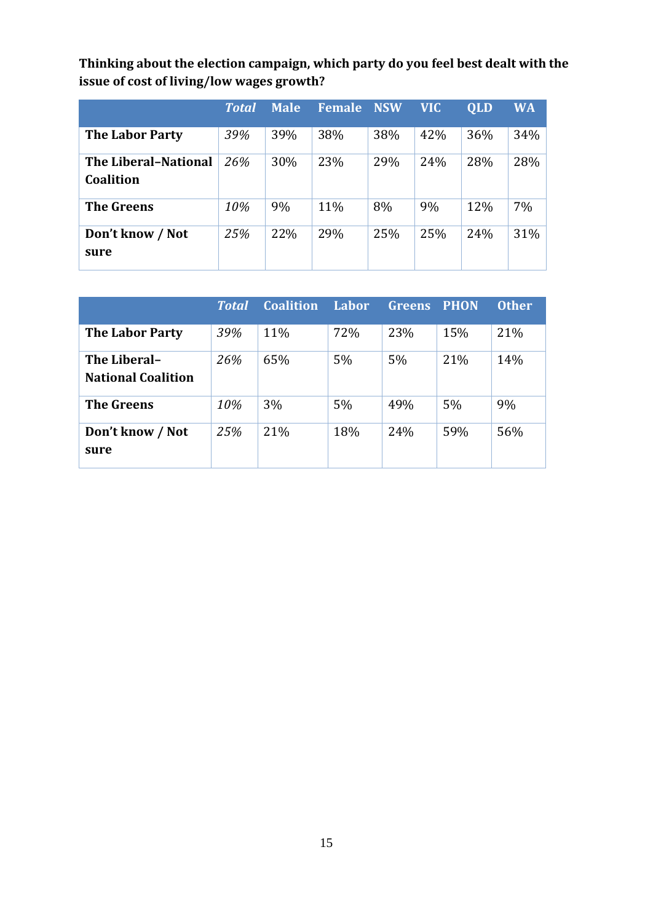**Thinking about the election campaign, which party do you feel best dealt with the issue of cost of living/low wages growth?**

| | *Total* | Male | Female | NSW | VIC | QLD | WA |
|---|---|---|---|---|---|---|---|
| **The Labor Party** | *39%* | 39% | 38% | 38% | 42% | 36% | 34% |
| **The Liberal–National Coalition** | *26%* | 30% | 23% | 29% | 24% | 28% | 28% |
| **The Greens** | *10%* | 9% | 11% | 8% | 9% | 12% | 7% |
| **Don't know / Not sure** | *25%* | 22% | 29% | 25% | 25% | 24% | 31% |

| | *Total* | Coalition | Labor | Greens | PHON | Other |
|---|---|---|---|---|---|---|
| **The Labor Party** | *39%* | 11% | 72% | 23% | 15% | 21% |
| **The Liberal–National Coalition** | *26%* | 65% | 5% | 5% | 21% | 14% |
| **The Greens** | *10%* | 3% | 5% | 49% | 5% | 9% |
| **Don't know / Not sure** | *25%* | 21% | 18% | 24% | 59% | 56% |